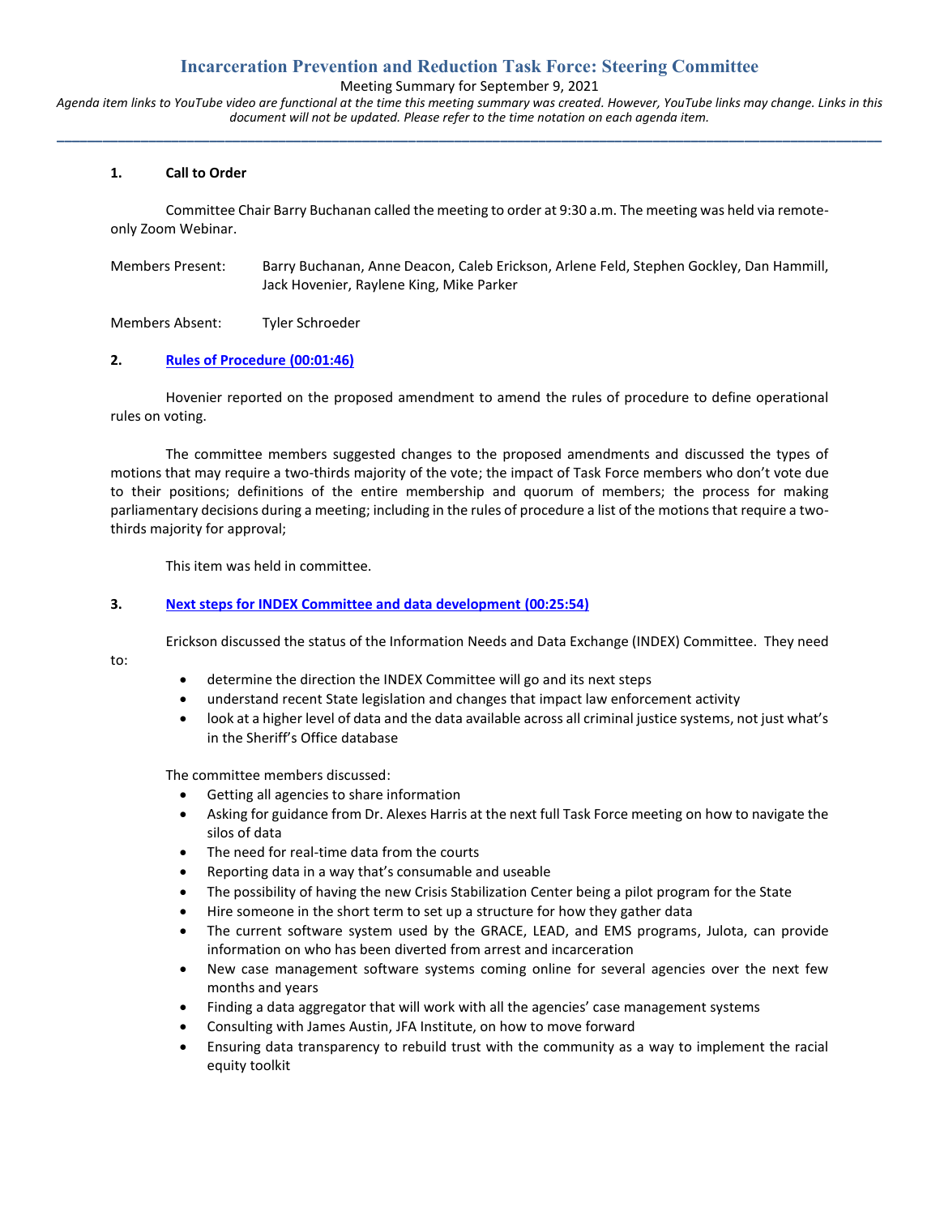# Incarceration Prevention and Reduction Task Force: Steering Committee

Meeting Summary for September 9, 2021

*Agenda item links to YouTube video are functional at the time this meeting summary was created. However, YouTube links may change. Links in this document will not be updated. Please refer to the time notation on each agenda item.*

---

**1. Call to Order**

Committee Chair Barry Buchanan called the meeting to order at 9:30 a.m. The meeting was held via remote-only Zoom Webinar.

Members Present: Barry Buchanan, Anne Deacon, Caleb Erickson, Arlene Feld, Stephen Gockley, Dan Hammill, Jack Hovenier, Raylene King, Mike Parker

Members Absent: Tyler Schroeder

**2. Rules of Procedure (00:01:46)**

Hovenier reported on the proposed amendment to amend the rules of procedure to define operational rules on voting.

The committee members suggested changes to the proposed amendments and discussed the types of motions that may require a two-thirds majority of the vote; the impact of Task Force members who don't vote due to their positions; definitions of the entire membership and quorum of members; the process for making parliamentary decisions during a meeting; including in the rules of procedure a list of the motions that require a two-thirds majority for approval;

This item was held in committee.

**3. Next steps for INDEX Committee and data development (00:25:54)**

Erickson discussed the status of the Information Needs and Data Exchange (INDEX) Committee. They need to:

- determine the direction the INDEX Committee will go and its next steps
- understand recent State legislation and changes that impact law enforcement activity
- look at a higher level of data and the data available across all criminal justice systems, not just what's in the Sheriff's Office database

The committee members discussed:

- Getting all agencies to share information
- Asking for guidance from Dr. Alexes Harris at the next full Task Force meeting on how to navigate the silos of data
- The need for real-time data from the courts
- Reporting data in a way that's consumable and useable
- The possibility of having the new Crisis Stabilization Center being a pilot program for the State
- Hire someone in the short term to set up a structure for how they gather data
- The current software system used by the GRACE, LEAD, and EMS programs, Julota, can provide information on who has been diverted from arrest and incarceration
- New case management software systems coming online for several agencies over the next few months and years
- Finding a data aggregator that will work with all the agencies' case management systems
- Consulting with James Austin, JFA Institute, on how to move forward
- Ensuring data transparency to rebuild trust with the community as a way to implement the racial equity toolkit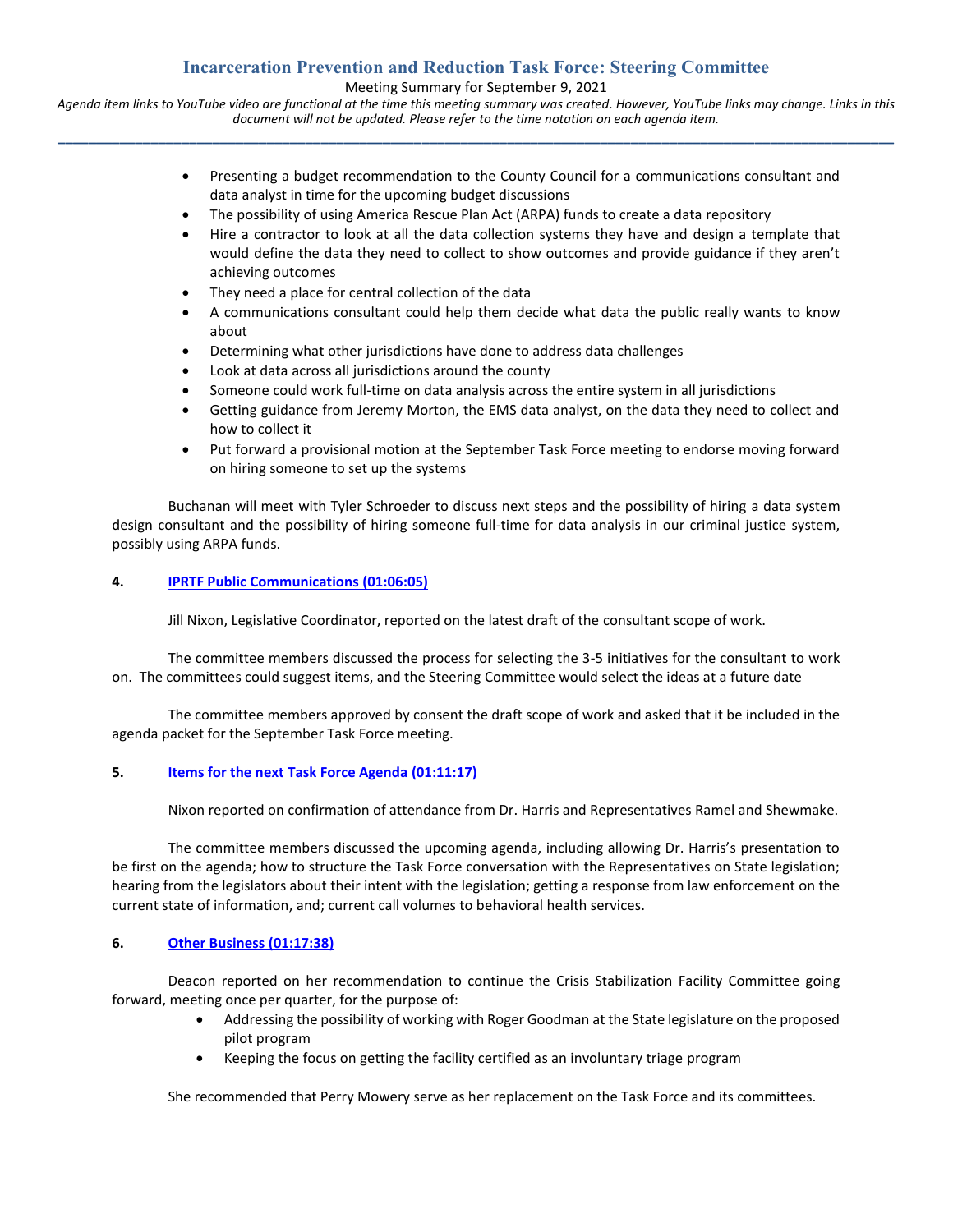- Presenting a budget recommendation to the County Council for a communications consultant and data analyst in time for the upcoming budget discussions
- The possibility of using America Rescue Plan Act (ARPA) funds to create a data repository
- Hire a contractor to look at all the data collection systems they have and design a template that would define the data they need to collect to show outcomes and provide guidance if they aren't achieving outcomes
- They need a place for central collection of the data
- A communications consultant could help them decide what data the public really wants to know about
- Determining what other jurisdictions have done to address data challenges
- Look at data across all jurisdictions around the county
- Someone could work full-time on data analysis across the entire system in all jurisdictions
- Getting guidance from Jeremy Morton, the EMS data analyst, on the data they need to collect and how to collect it
- Put forward a provisional motion at the September Task Force meeting to endorse moving forward on hiring someone to set up the systems

Buchanan will meet with Tyler Schroeder to discuss next steps and the possibility of hiring a data system design consultant and the possibility of hiring someone full-time for data analysis in our criminal justice system, possibly using ARPA funds.

**4. IPRTF Public Communications (01:06:05)**

Jill Nixon, Legislative Coordinator, reported on the latest draft of the consultant scope of work.

The committee members discussed the process for selecting the 3-5 initiatives for the consultant to work on. The committees could suggest items, and the Steering Committee would select the ideas at a future date

The committee members approved by consent the draft scope of work and asked that it be included in the agenda packet for the September Task Force meeting.

**5. Items for the next Task Force Agenda (01:11:17)**

Nixon reported on confirmation of attendance from Dr. Harris and Representatives Ramel and Shewmake.

The committee members discussed the upcoming agenda, including allowing Dr. Harris's presentation to be first on the agenda; how to structure the Task Force conversation with the Representatives on State legislation; hearing from the legislators about their intent with the legislation; getting a response from law enforcement on the current state of information, and; current call volumes to behavioral health services.

**6. Other Business (01:17:38)**

Deacon reported on her recommendation to continue the Crisis Stabilization Facility Committee going forward, meeting once per quarter, for the purpose of:

- Addressing the possibility of working with Roger Goodman at the State legislature on the proposed pilot program
- Keeping the focus on getting the facility certified as an involuntary triage program

She recommended that Perry Mowery serve as her replacement on the Task Force and its committees.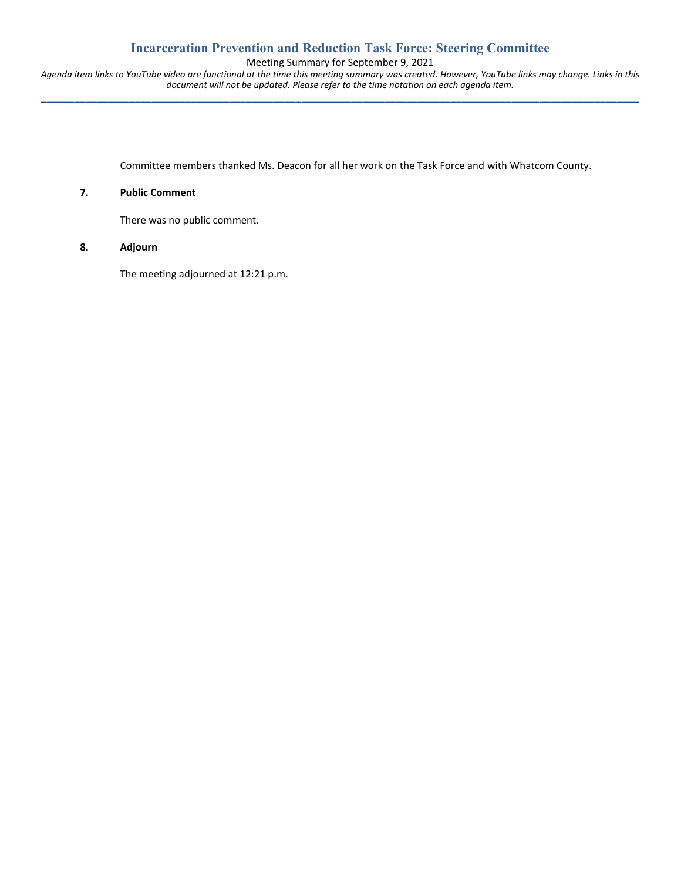Committee members thanked Ms. Deacon for all her work on the Task Force and with Whatcom County.

7. **Public Comment**

There was no public comment.

8. **Adjourn**

The meeting adjourned at 12:21 p.m.